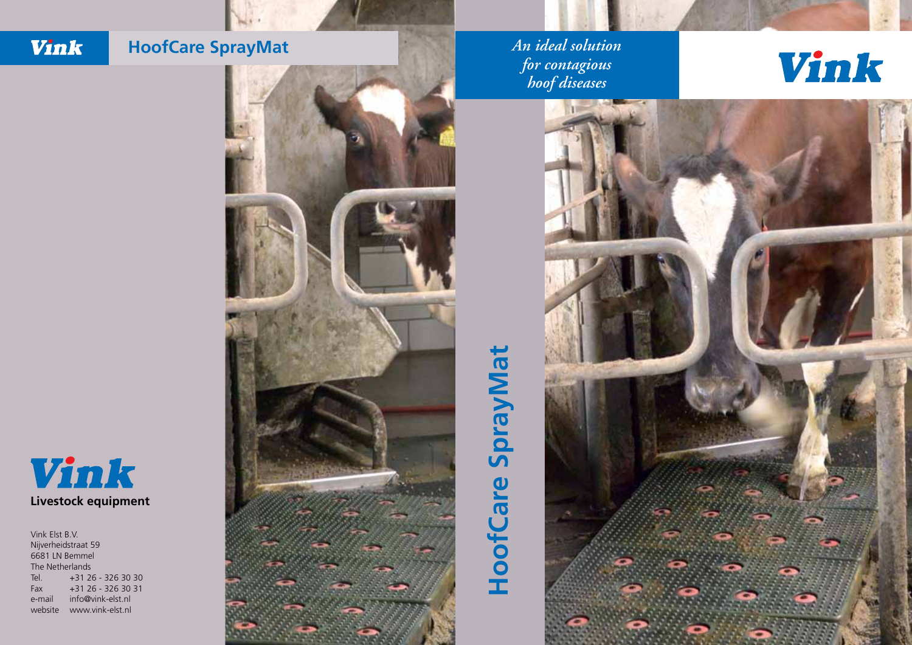**Vink**

# HoofCare SprayMat

**Vink**

**Livestock equipment**

Vink Elst B.V.
Nijverheidstraat 59
6681 LN Bemmel
The Netherlands

| | |
|---|---|
| Tel. | +31 26 - 326 30 30 |
| Fax | +31 26 - 326 30 31 |
| e-mail | info@vink-elst.nl |
| website | www.vink-elst.nl |

**HoofCare SprayMat**

*An ideal solution for contagious hoof diseases*

**Vink**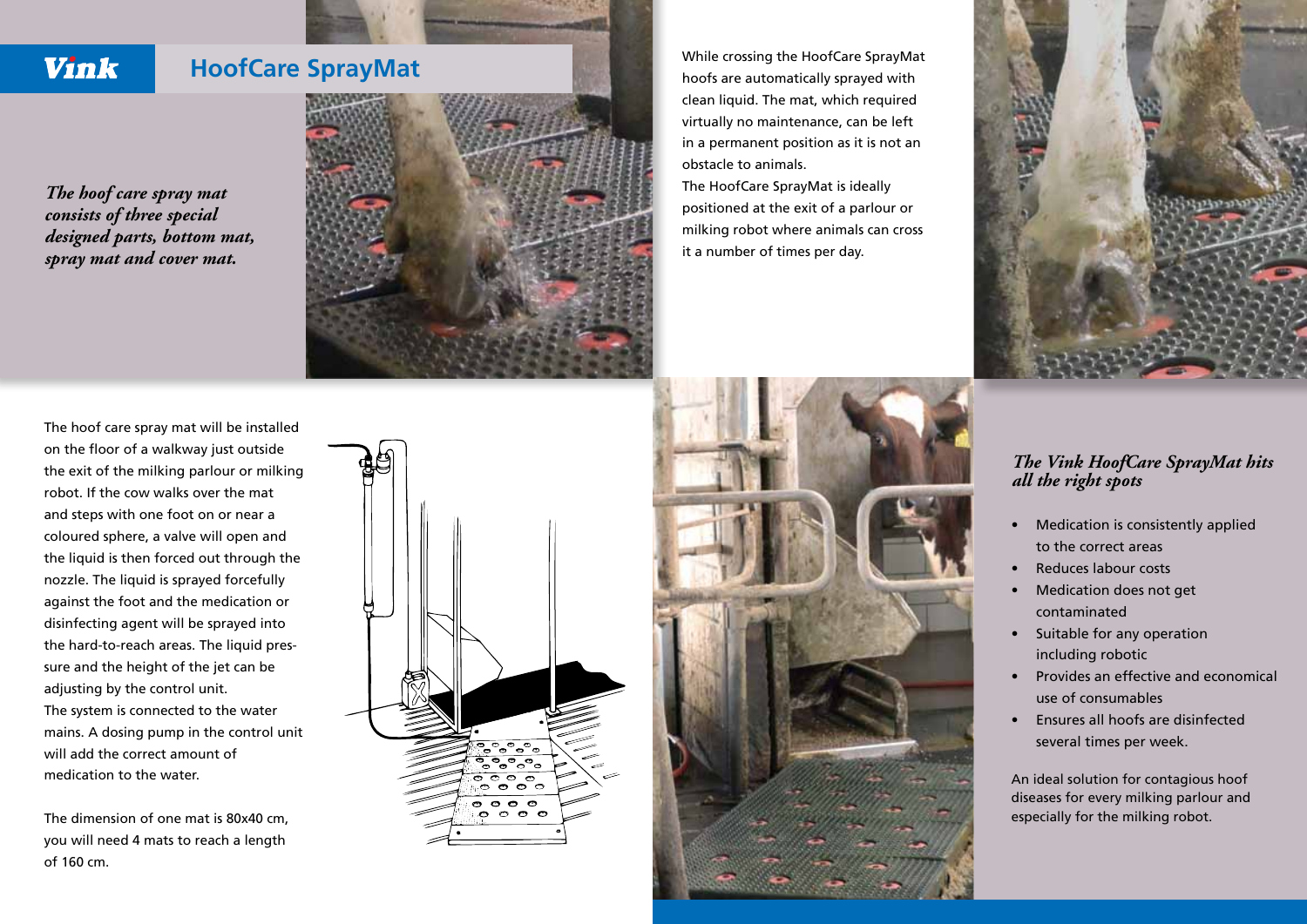**Vink**

# HoofCare SprayMat

*The hoof care spray mat consists of three special designed parts, bottom mat, spray mat and cover mat.*

While crossing the HoofCare SprayMat hoofs are automatically sprayed with clean liquid. The mat, which required virtually no maintenance, can be left in a permanent position as it is not an obstacle to animals.
The HoofCare SprayMat is ideally positioned at the exit of a parlour or milking robot where animals can cross it a number of times per day.

The hoof care spray mat will be installed on the floor of a walkway just outside the exit of the milking parlour or milking robot. If the cow walks over the mat and steps with one foot on or near a coloured sphere, a valve will open and the liquid is then forced out through the nozzle. The liquid is sprayed forcefully against the foot and the medication or disinfecting agent will be sprayed into the hard-to-reach areas. The liquid pressure and the height of the jet can be adjusting by the control unit.
The system is connected to the water mains. A dosing pump in the control unit will add the correct amount of medication to the water.

The dimension of one mat is 80x40 cm, you will need 4 mats to reach a length of 160 cm.

## *The Vink HoofCare SprayMat hits all the right spots*

- Medication is consistently applied to the correct areas
- Reduces labour costs
- Medication does not get contaminated
- Suitable for any operation including robotic
- Provides an effective and economical use of consumables
- Ensures all hoofs are disinfected several times per week.

An ideal solution for contagious hoof diseases for every milking parlour and especially for the milking robot.